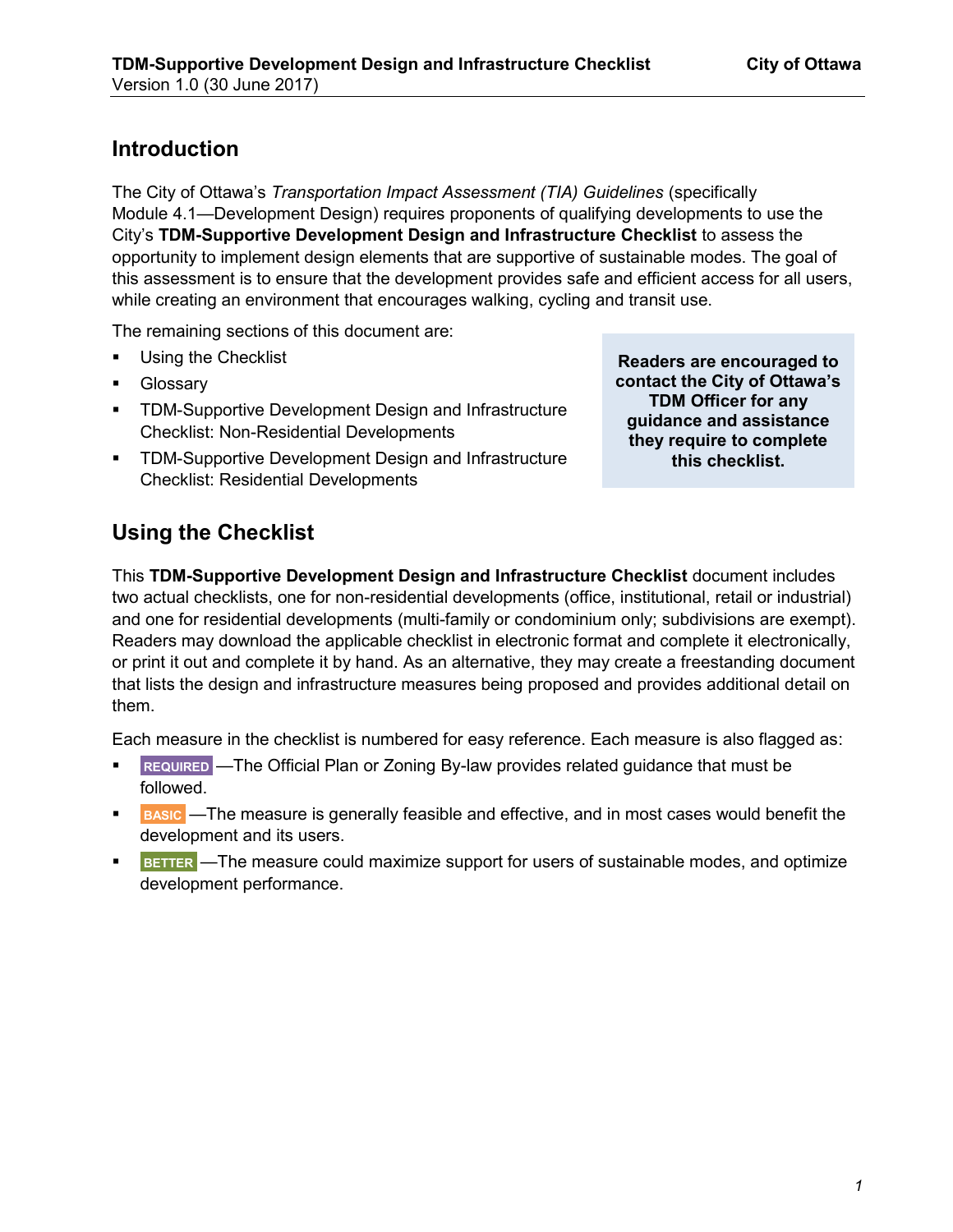## Introduction

The City of Ottawa's *Transportation Impact Assessment (TIA) Guidelines* (specifically Module 4.1—Development Design) requires proponents of qualifying developments to use the City's **TDM-Supportive Development Design and Infrastructure Checklist** to assess the opportunity to implement design elements that are supportive of sustainable modes. The goal of this assessment is to ensure that the development provides safe and efficient access for all users, while creating an environment that encourages walking, cycling and transit use.

The remaining sections of this document are:

- Using the Checklist
- Glossary
- TDM-Supportive Development Design and Infrastructure Checklist: Non-Residential Developments
- TDM-Supportive Development Design and Infrastructure Checklist: Residential Developments

**Readers are encouraged to contact the City of Ottawa's TDM Officer for any guidance and assistance they require to complete this checklist.**

## Using the Checklist

This **TDM-Supportive Development Design and Infrastructure Checklist** document includes two actual checklists, one for non-residential developments (office, institutional, retail or industrial) and one for residential developments (multi-family or condominium only; subdivisions are exempt). Readers may download the applicable checklist in electronic format and complete it electronically, or print it out and complete it by hand. As an alternative, they may create a freestanding document that lists the design and infrastructure measures being proposed and provides additional detail on them.

Each measure in the checklist is numbered for easy reference. Each measure is also flagged as:

- **REQUIRED** —The Official Plan or Zoning By-law provides related guidance that must be followed.
- **BASIC** —The measure is generally feasible and effective, and in most cases would benefit the development and its users.
- **BETTER** —The measure could maximize support for users of sustainable modes, and optimize development performance.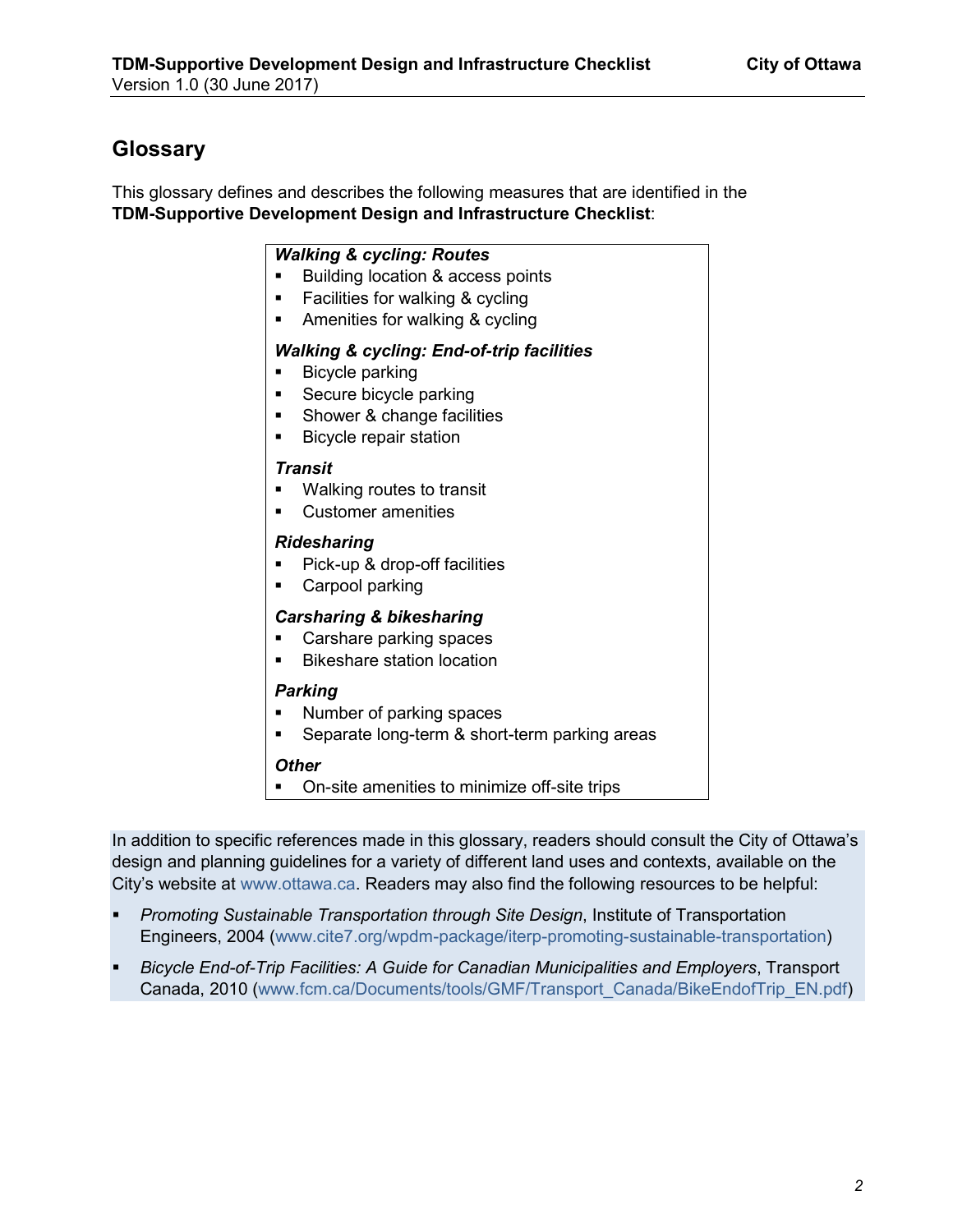## Glossary

This glossary defines and describes the following measures that are identified in the **TDM-Supportive Development Design and Infrastructure Checklist**:

***Walking & cycling: Routes***

- Building location & access points
- Facilities for walking & cycling
- Amenities for walking & cycling

***Walking & cycling: End-of-trip facilities***

- Bicycle parking
- Secure bicycle parking
- Shower & change facilities
- Bicycle repair station

***Transit***

- Walking routes to transit
- Customer amenities

***Ridesharing***

- Pick-up & drop-off facilities
- Carpool parking

***Carsharing & bikesharing***

- Carshare parking spaces
- Bikeshare station location

***Parking***

- Number of parking spaces
- Separate long-term & short-term parking areas

***Other***

- On-site amenities to minimize off-site trips

In addition to specific references made in this glossary, readers should consult the City of Ottawa's design and planning guidelines for a variety of different land uses and contexts, available on the City's website at www.ottawa.ca. Readers may also find the following resources to be helpful:

- *Promoting Sustainable Transportation through Site Design*, Institute of Transportation Engineers, 2004 (www.cite7.org/wpdm-package/iterp-promoting-sustainable-transportation)
- *Bicycle End-of-Trip Facilities: A Guide for Canadian Municipalities and Employers*, Transport Canada, 2010 (www.fcm.ca/Documents/tools/GMF/Transport_Canada/BikeEndofTrip_EN.pdf)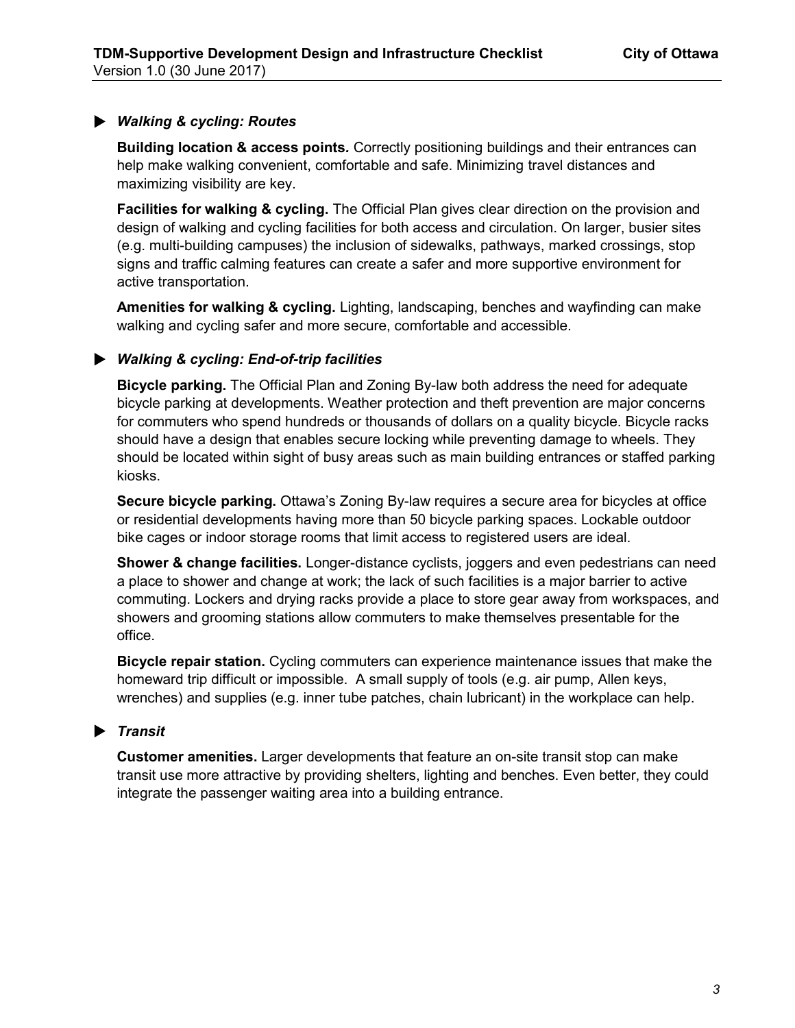### ▶ *Walking & cycling: Routes*

**Building location & access points.** Correctly positioning buildings and their entrances can help make walking convenient, comfortable and safe. Minimizing travel distances and maximizing visibility are key.

**Facilities for walking & cycling.** The Official Plan gives clear direction on the provision and design of walking and cycling facilities for both access and circulation. On larger, busier sites (e.g. multi-building campuses) the inclusion of sidewalks, pathways, marked crossings, stop signs and traffic calming features can create a safer and more supportive environment for active transportation.

**Amenities for walking & cycling.** Lighting, landscaping, benches and wayfinding can make walking and cycling safer and more secure, comfortable and accessible.

### ▶ *Walking & cycling: End-of-trip facilities*

**Bicycle parking.** The Official Plan and Zoning By-law both address the need for adequate bicycle parking at developments. Weather protection and theft prevention are major concerns for commuters who spend hundreds or thousands of dollars on a quality bicycle. Bicycle racks should have a design that enables secure locking while preventing damage to wheels. They should be located within sight of busy areas such as main building entrances or staffed parking kiosks.

**Secure bicycle parking.** Ottawa's Zoning By-law requires a secure area for bicycles at office or residential developments having more than 50 bicycle parking spaces. Lockable outdoor bike cages or indoor storage rooms that limit access to registered users are ideal.

**Shower & change facilities.** Longer-distance cyclists, joggers and even pedestrians can need a place to shower and change at work; the lack of such facilities is a major barrier to active commuting. Lockers and drying racks provide a place to store gear away from workspaces, and showers and grooming stations allow commuters to make themselves presentable for the office.

**Bicycle repair station.** Cycling commuters can experience maintenance issues that make the homeward trip difficult or impossible. A small supply of tools (e.g. air pump, Allen keys, wrenches) and supplies (e.g. inner tube patches, chain lubricant) in the workplace can help.

### ▶ *Transit*

**Customer amenities.** Larger developments that feature an on-site transit stop can make transit use more attractive by providing shelters, lighting and benches. Even better, they could integrate the passenger waiting area into a building entrance.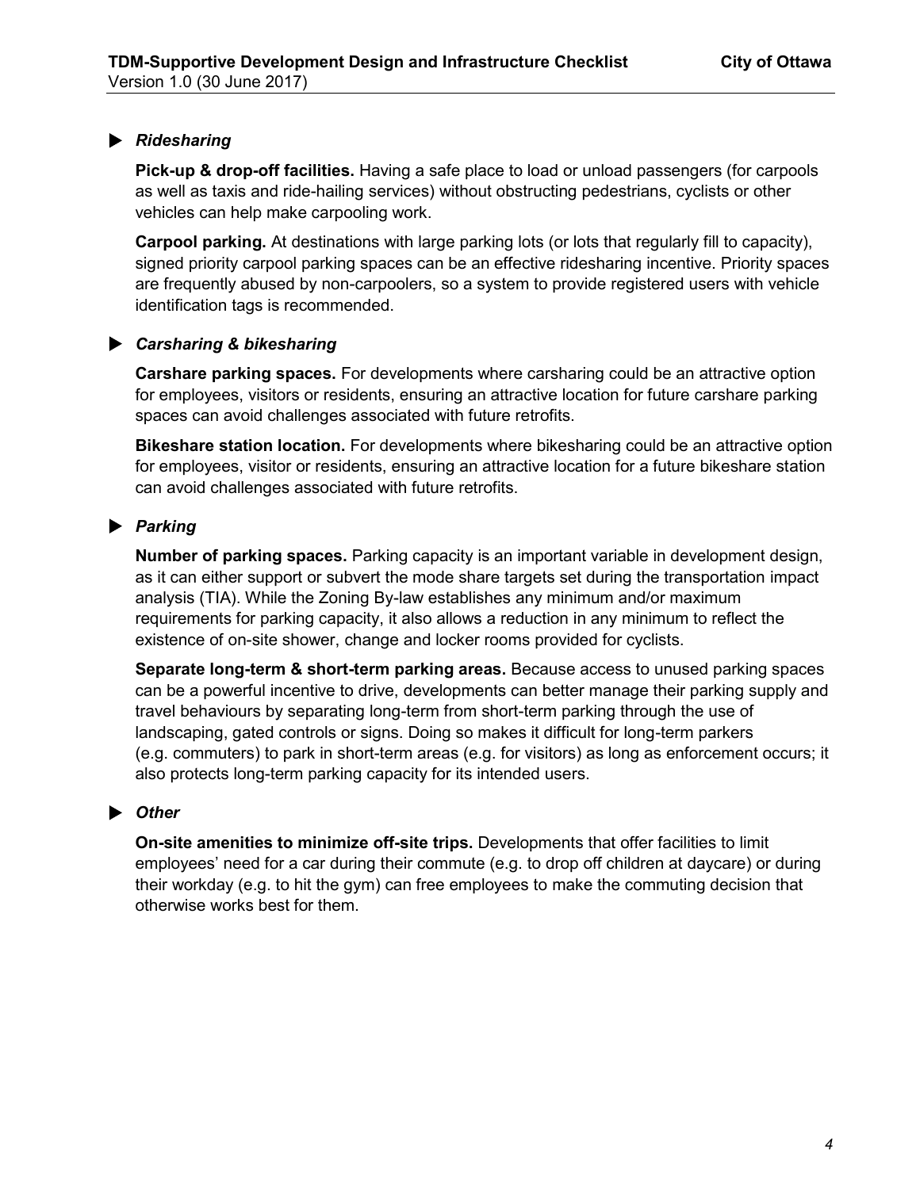### ▶ *Ridesharing*

**Pick-up & drop-off facilities.** Having a safe place to load or unload passengers (for carpools as well as taxis and ride-hailing services) without obstructing pedestrians, cyclists or other vehicles can help make carpooling work.

**Carpool parking.** At destinations with large parking lots (or lots that regularly fill to capacity), signed priority carpool parking spaces can be an effective ridesharing incentive. Priority spaces are frequently abused by non-carpoolers, so a system to provide registered users with vehicle identification tags is recommended.

### ▶ *Carsharing & bikesharing*

**Carshare parking spaces.** For developments where carsharing could be an attractive option for employees, visitors or residents, ensuring an attractive location for future carshare parking spaces can avoid challenges associated with future retrofits.

**Bikeshare station location.** For developments where bikesharing could be an attractive option for employees, visitor or residents, ensuring an attractive location for a future bikeshare station can avoid challenges associated with future retrofits.

### ▶ *Parking*

**Number of parking spaces.** Parking capacity is an important variable in development design, as it can either support or subvert the mode share targets set during the transportation impact analysis (TIA). While the Zoning By-law establishes any minimum and/or maximum requirements for parking capacity, it also allows a reduction in any minimum to reflect the existence of on-site shower, change and locker rooms provided for cyclists.

**Separate long-term & short-term parking areas.** Because access to unused parking spaces can be a powerful incentive to drive, developments can better manage their parking supply and travel behaviours by separating long-term from short-term parking through the use of landscaping, gated controls or signs. Doing so makes it difficult for long-term parkers (e.g. commuters) to park in short-term areas (e.g. for visitors) as long as enforcement occurs; it also protects long-term parking capacity for its intended users.

### ▶ *Other*

**On-site amenities to minimize off-site trips.** Developments that offer facilities to limit employees' need for a car during their commute (e.g. to drop off children at daycare) or during their workday (e.g. to hit the gym) can free employees to make the commuting decision that otherwise works best for them.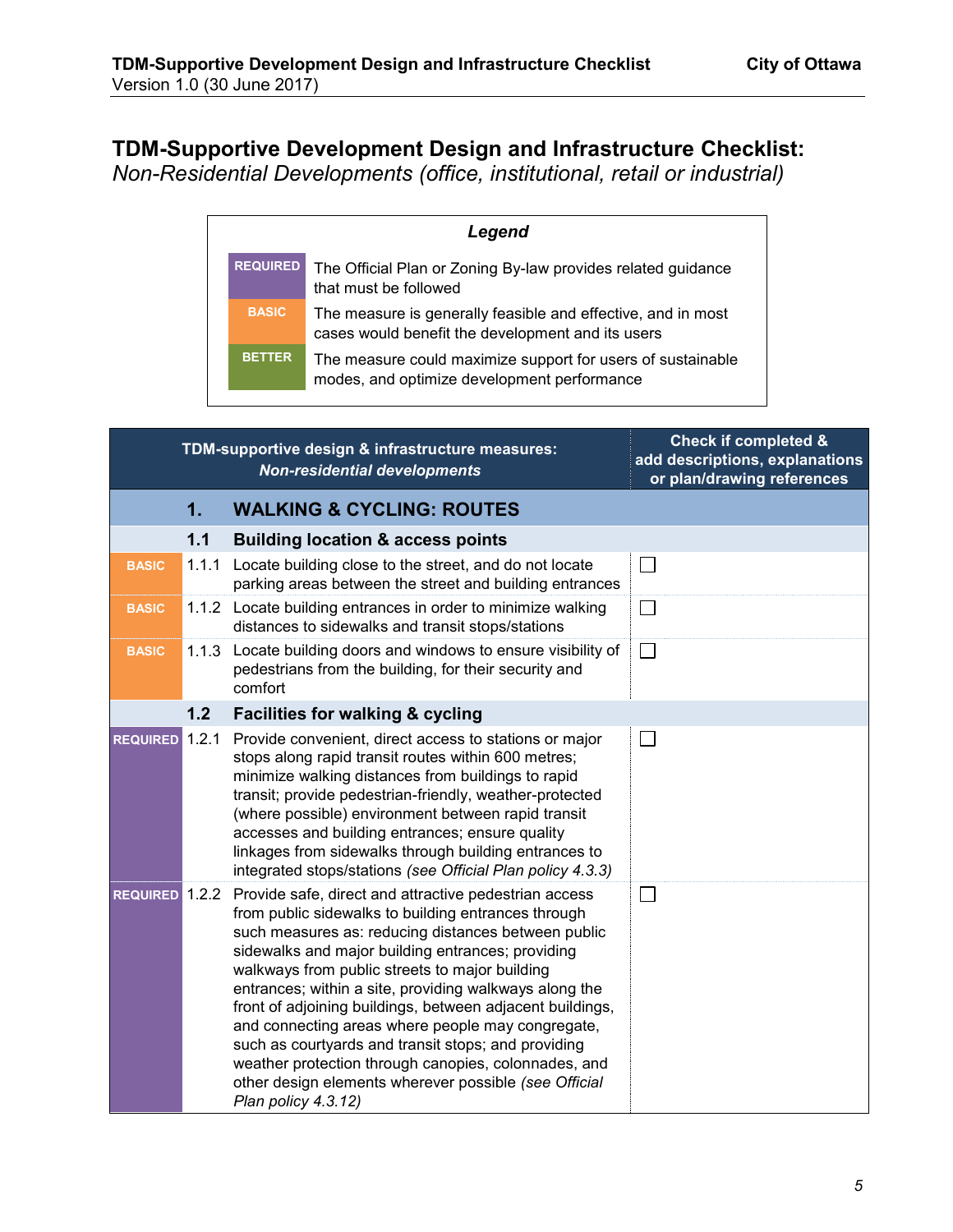# TDM-Supportive Development Design and Infrastructure Checklist:

*Non-Residential Developments (office, institutional, retail or industrial)*

| *Legend* | |
|---|---|
| REQUIRED | The Official Plan or Zoning By-law provides related guidance that must be followed |
| BASIC | The measure is generally feasible and effective, and in most cases would benefit the development and its users |
| BETTER | The measure could maximize support for users of sustainable modes, and optimize development performance |

| | | TDM-supportive design & infrastructure measures: *Non-residential developments* | Check if completed & add descriptions, explanations or plan/drawing references |
|---|---|---|---|
| | **1.** | **WALKING & CYCLING: ROUTES** | |
| | **1.1** | **Building location & access points** | |
| BASIC | 1.1.1 | Locate building close to the street, and do not locate parking areas between the street and building entrances | ☐ |
| BASIC | 1.1.2 | Locate building entrances in order to minimize walking distances to sidewalks and transit stops/stations | ☐ |
| BASIC | 1.1.3 | Locate building doors and windows to ensure visibility of pedestrians from the building, for their security and comfort | ☐ |
| | **1.2** | **Facilities for walking & cycling** | |
| REQUIRED | 1.2.1 | Provide convenient, direct access to stations or major stops along rapid transit routes within 600 metres; minimize walking distances from buildings to rapid transit; provide pedestrian-friendly, weather-protected (where possible) environment between rapid transit accesses and building entrances; ensure quality linkages from sidewalks through building entrances to integrated stops/stations *(see Official Plan policy 4.3.3)* | ☐ |
| REQUIRED | 1.2.2 | Provide safe, direct and attractive pedestrian access from public sidewalks to building entrances through such measures as: reducing distances between public sidewalks and major building entrances; providing walkways from public streets to major building entrances; within a site, providing walkways along the front of adjoining buildings, between adjacent buildings, and connecting areas where people may congregate, such as courtyards and transit stops; and providing weather protection through canopies, colonnades, and other design elements wherever possible *(see Official Plan policy 4.3.12)* | ☐ |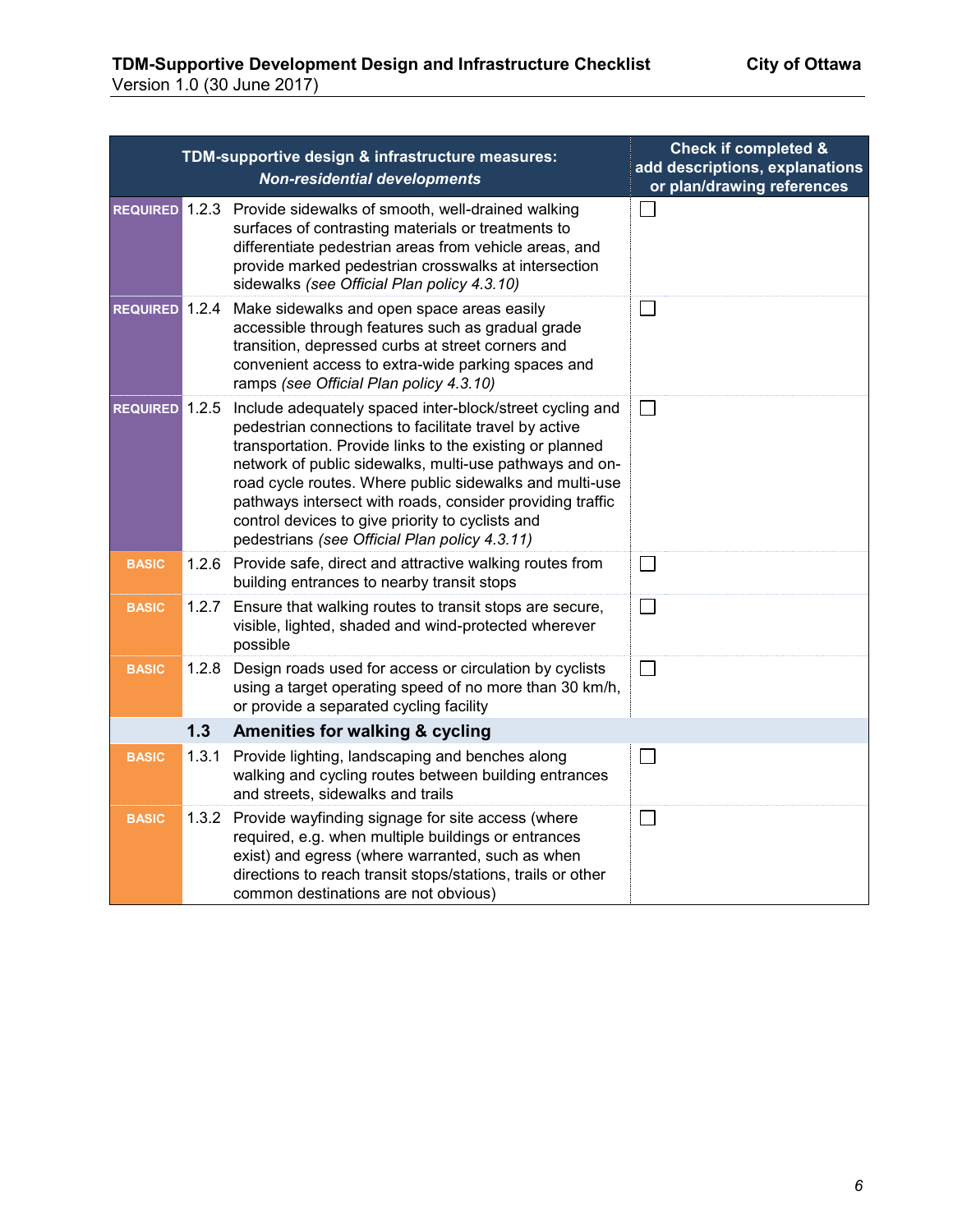| | | TDM-supportive design & infrastructure measures: *Non-residential developments* | Check if completed & add descriptions, explanations or plan/drawing references |
|---|---|---|---|
| REQUIRED | 1.2.3 | Provide sidewalks of smooth, well-drained walking surfaces of contrasting materials or treatments to differentiate pedestrian areas from vehicle areas, and provide marked pedestrian crosswalks at intersection sidewalks *(see Official Plan policy 4.3.10)* | ☐ |
| REQUIRED | 1.2.4 | Make sidewalks and open space areas easily accessible through features such as gradual grade transition, depressed curbs at street corners and convenient access to extra-wide parking spaces and ramps *(see Official Plan policy 4.3.10)* | ☐ |
| REQUIRED | 1.2.5 | Include adequately spaced inter-block/street cycling and pedestrian connections to facilitate travel by active transportation. Provide links to the existing or planned network of public sidewalks, multi-use pathways and on-road cycle routes. Where public sidewalks and multi-use pathways intersect with roads, consider providing traffic control devices to give priority to cyclists and pedestrians *(see Official Plan policy 4.3.11)* | ☐ |
| BASIC | 1.2.6 | Provide safe, direct and attractive walking routes from building entrances to nearby transit stops | ☐ |
| BASIC | 1.2.7 | Ensure that walking routes to transit stops are secure, visible, lighted, shaded and wind-protected wherever possible | ☐ |
| BASIC | 1.2.8 | Design roads used for access or circulation by cyclists using a target operating speed of no more than 30 km/h, or provide a separated cycling facility | ☐ |
| | **1.3** | **Amenities for walking & cycling** | |
| BASIC | 1.3.1 | Provide lighting, landscaping and benches along walking and cycling routes between building entrances and streets, sidewalks and trails | ☐ |
| BASIC | 1.3.2 | Provide wayfinding signage for site access (where required, e.g. when multiple buildings or entrances exist) and egress (where warranted, such as when directions to reach transit stops/stations, trails or other common destinations are not obvious) | ☐ |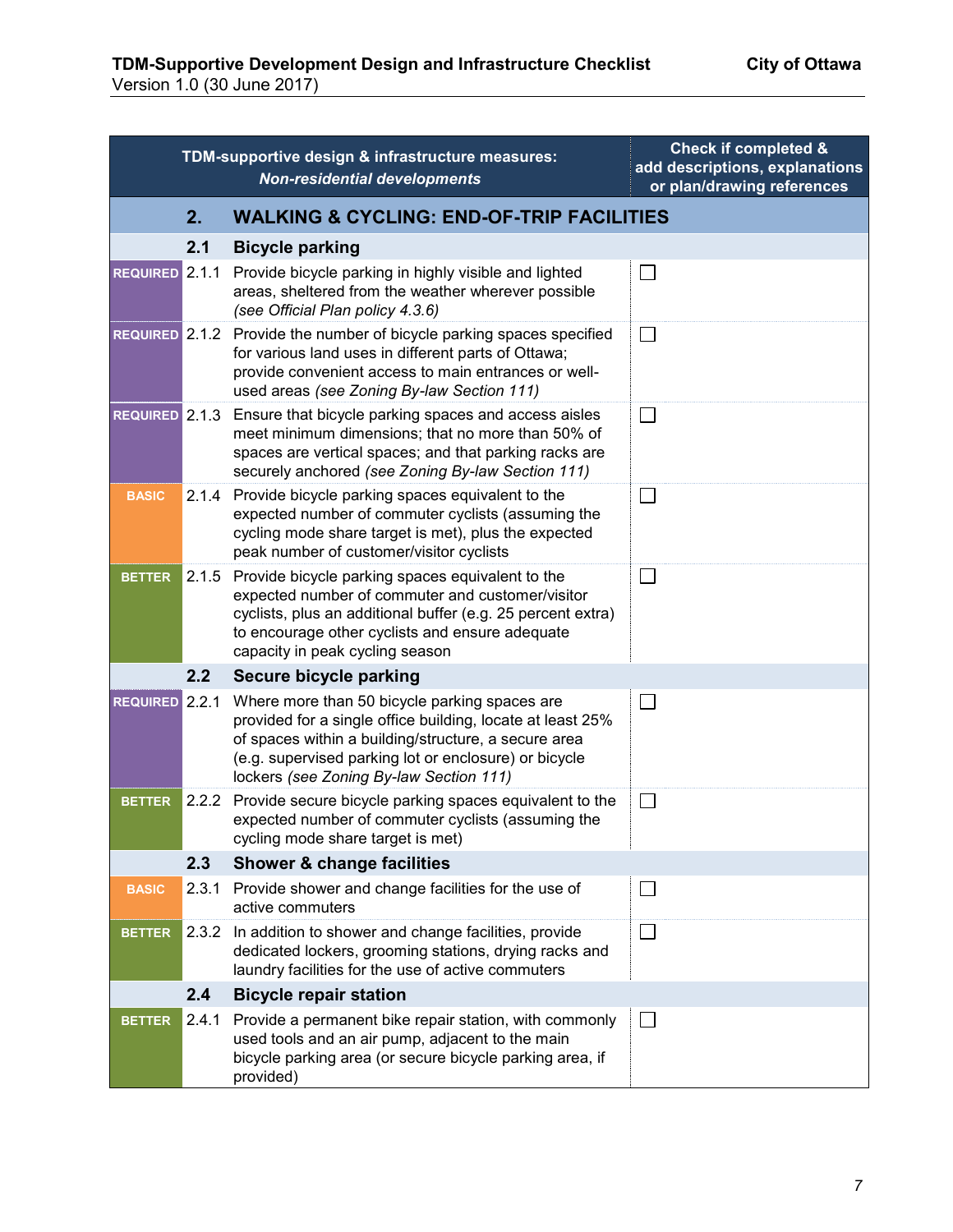| | | TDM-supportive design & infrastructure measures: *Non-residential developments* | Check if completed & add descriptions, explanations or plan/drawing references |
|---|---|---|---|
| | **2.** | **WALKING & CYCLING: END-OF-TRIP FACILITIES** | |
| | **2.1** | **Bicycle parking** | |
| REQUIRED | 2.1.1 | Provide bicycle parking in highly visible and lighted areas, sheltered from the weather wherever possible *(see Official Plan policy 4.3.6)* | ☐ |
| REQUIRED | 2.1.2 | Provide the number of bicycle parking spaces specified for various land uses in different parts of Ottawa; provide convenient access to main entrances or well-used areas *(see Zoning By-law Section 111)* | ☐ |
| REQUIRED | 2.1.3 | Ensure that bicycle parking spaces and access aisles meet minimum dimensions; that no more than 50% of spaces are vertical spaces; and that parking racks are securely anchored *(see Zoning By-law Section 111)* | ☐ |
| BASIC | 2.1.4 | Provide bicycle parking spaces equivalent to the expected number of commuter cyclists (assuming the cycling mode share target is met), plus the expected peak number of customer/visitor cyclists | ☐ |
| BETTER | 2.1.5 | Provide bicycle parking spaces equivalent to the expected number of commuter and customer/visitor cyclists, plus an additional buffer (e.g. 25 percent extra) to encourage other cyclists and ensure adequate capacity in peak cycling season | ☐ |
| | **2.2** | **Secure bicycle parking** | |
| REQUIRED | 2.2.1 | Where more than 50 bicycle parking spaces are provided for a single office building, locate at least 25% of spaces within a building/structure, a secure area (e.g. supervised parking lot or enclosure) or bicycle lockers *(see Zoning By-law Section 111)* | ☐ |
| BETTER | 2.2.2 | Provide secure bicycle parking spaces equivalent to the expected number of commuter cyclists (assuming the cycling mode share target is met) | ☐ |
| | **2.3** | **Shower & change facilities** | |
| BASIC | 2.3.1 | Provide shower and change facilities for the use of active commuters | ☐ |
| BETTER | 2.3.2 | In addition to shower and change facilities, provide dedicated lockers, grooming stations, drying racks and laundry facilities for the use of active commuters | ☐ |
| | **2.4** | **Bicycle repair station** | |
| BETTER | 2.4.1 | Provide a permanent bike repair station, with commonly used tools and an air pump, adjacent to the main bicycle parking area (or secure bicycle parking area, if provided) | ☐ |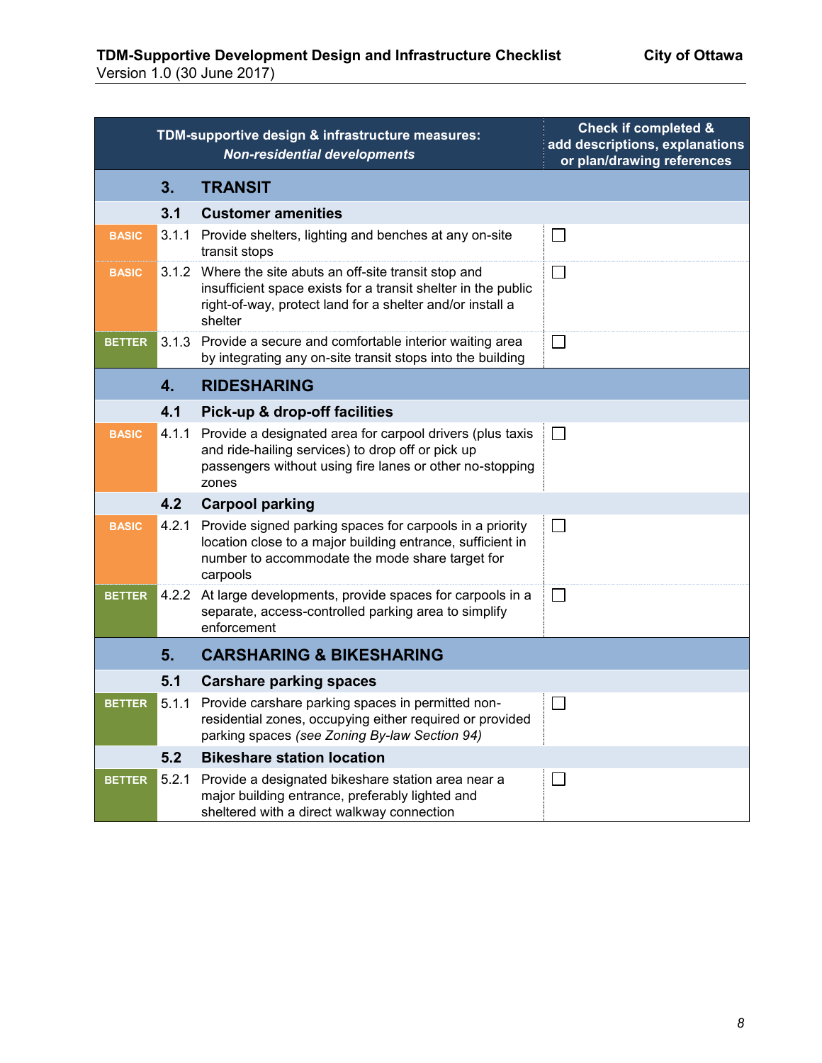| | TDM-supportive design & infrastructure measures: *Non-residential developments* | | Check if completed & add descriptions, explanations or plan/drawing references |
|---|---|---|---|
| | **3.** | **TRANSIT** | |
| | **3.1** | **Customer amenities** | |
| BASIC | 3.1.1 | Provide shelters, lighting and benches at any on-site transit stops | ☐ |
| BASIC | 3.1.2 | Where the site abuts an off-site transit stop and insufficient space exists for a transit shelter in the public right-of-way, protect land for a shelter and/or install a shelter | ☐ |
| BETTER | 3.1.3 | Provide a secure and comfortable interior waiting area by integrating any on-site transit stops into the building | ☐ |
| | **4.** | **RIDESHARING** | |
| | **4.1** | **Pick-up & drop-off facilities** | |
| BASIC | 4.1.1 | Provide a designated area for carpool drivers (plus taxis and ride-hailing services) to drop off or pick up passengers without using fire lanes or other no-stopping zones | ☐ |
| | **4.2** | **Carpool parking** | |
| BASIC | 4.2.1 | Provide signed parking spaces for carpools in a priority location close to a major building entrance, sufficient in number to accommodate the mode share target for carpools | ☐ |
| BETTER | 4.2.2 | At large developments, provide spaces for carpools in a separate, access-controlled parking area to simplify enforcement | ☐ |
| | **5.** | **CARSHARING & BIKESHARING** | |
| | **5.1** | **Carshare parking spaces** | |
| BETTER | 5.1.1 | Provide carshare parking spaces in permitted non-residential zones, occupying either required or provided parking spaces *(see Zoning By-law Section 94)* | ☐ |
| | **5.2** | **Bikeshare station location** | |
| BETTER | 5.2.1 | Provide a designated bikeshare station area near a major building entrance, preferably lighted and sheltered with a direct walkway connection | ☐ |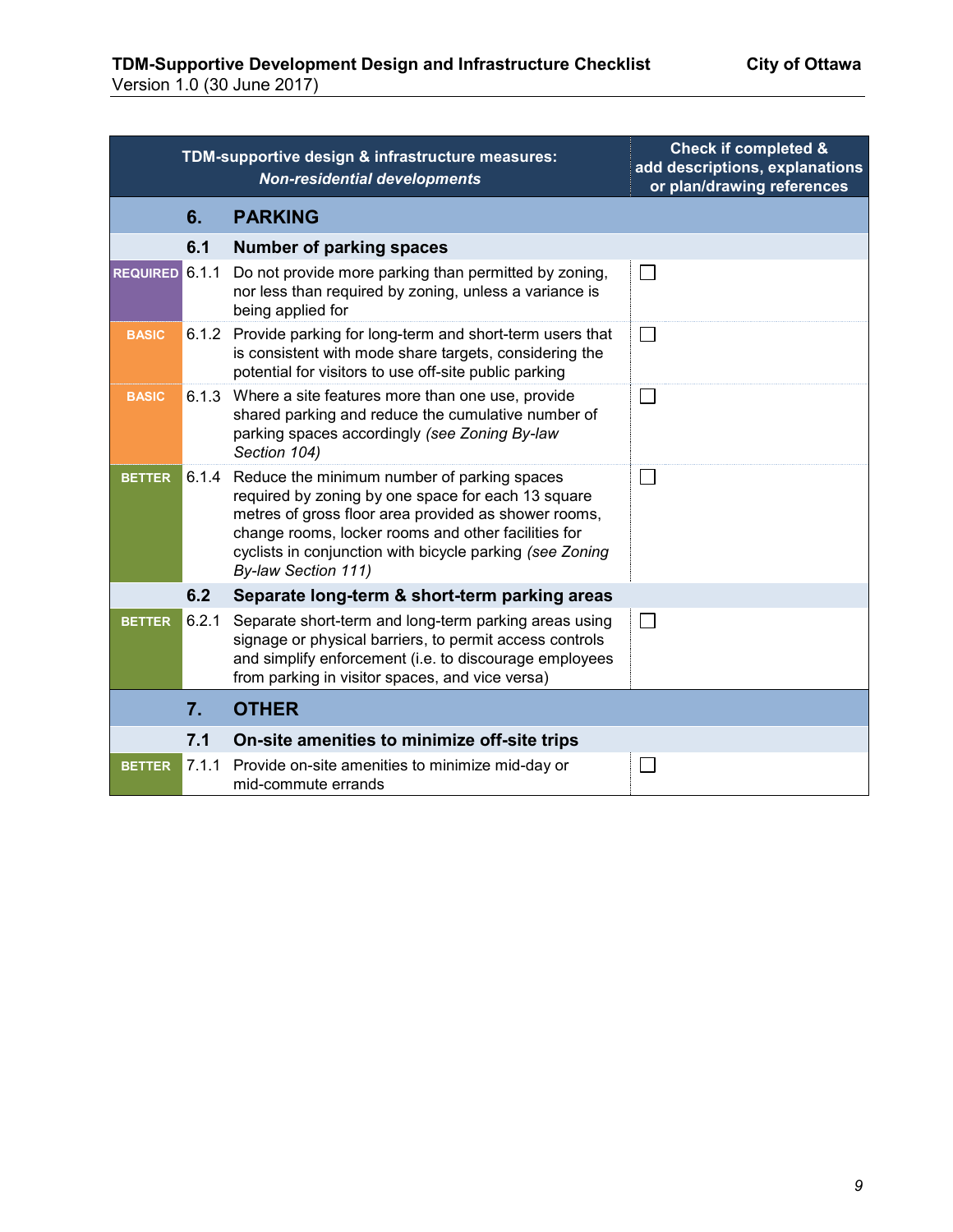| | | TDM-supportive design & infrastructure measures: *Non-residential developments* | Check if completed & add descriptions, explanations or plan/drawing references |
|---|---|---|---|
| | **6.** | **PARKING** | |
| | **6.1** | **Number of parking spaces** | |
| REQUIRED | 6.1.1 | Do not provide more parking than permitted by zoning, nor less than required by zoning, unless a variance is being applied for | ☐ |
| BASIC | 6.1.2 | Provide parking for long-term and short-term users that is consistent with mode share targets, considering the potential for visitors to use off-site public parking | ☐ |
| BASIC | 6.1.3 | Where a site features more than one use, provide shared parking and reduce the cumulative number of parking spaces accordingly *(see Zoning By-law Section 104)* | ☐ |
| BETTER | 6.1.4 | Reduce the minimum number of parking spaces required by zoning by one space for each 13 square metres of gross floor area provided as shower rooms, change rooms, locker rooms and other facilities for cyclists in conjunction with bicycle parking *(see Zoning By-law Section 111)* | ☐ |
| | **6.2** | **Separate long-term & short-term parking areas** | |
| BETTER | 6.2.1 | Separate short-term and long-term parking areas using signage or physical barriers, to permit access controls and simplify enforcement (i.e. to discourage employees from parking in visitor spaces, and vice versa) | ☐ |
| | **7.** | **OTHER** | |
| | **7.1** | **On-site amenities to minimize off-site trips** | |
| BETTER | 7.1.1 | Provide on-site amenities to minimize mid-day or mid-commute errands | ☐ |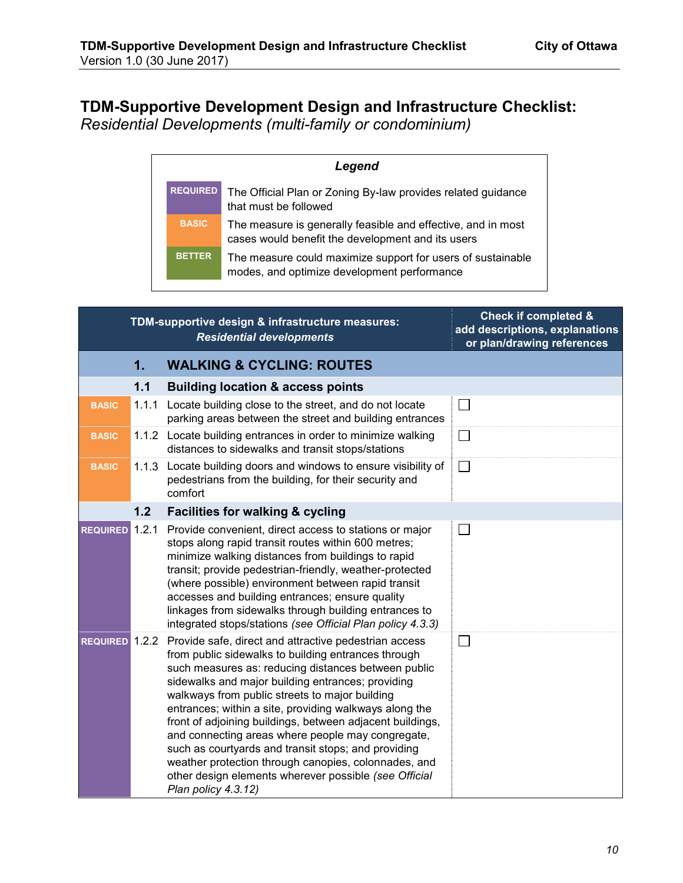# TDM-Supportive Development Design and Infrastructure Checklist:

*Residential Developments (multi-family or condominium)*

| *Legend* | |
|---|---|
| REQUIRED | The Official Plan or Zoning By-law provides related guidance that must be followed |
| BASIC | The measure is generally feasible and effective, and in most cases would benefit the development and its users |
| BETTER | The measure could maximize support for users of sustainable modes, and optimize development performance |

| | | TDM-supportive design & infrastructure measures: *Residential developments* | Check if completed & add descriptions, explanations or plan/drawing references |
|---|---|---|---|
| | **1.** | **WALKING & CYCLING: ROUTES** | |
| | **1.1** | **Building location & access points** | |
| BASIC | 1.1.1 | Locate building close to the street, and do not locate parking areas between the street and building entrances | ☐ |
| BASIC | 1.1.2 | Locate building entrances in order to minimize walking distances to sidewalks and transit stops/stations | ☐ |
| BASIC | 1.1.3 | Locate building doors and windows to ensure visibility of pedestrians from the building, for their security and comfort | ☐ |
| | **1.2** | **Facilities for walking & cycling** | |
| REQUIRED | 1.2.1 | Provide convenient, direct access to stations or major stops along rapid transit routes within 600 metres; minimize walking distances from buildings to rapid transit; provide pedestrian-friendly, weather-protected (where possible) environment between rapid transit accesses and building entrances; ensure quality linkages from sidewalks through building entrances to integrated stops/stations *(see Official Plan policy 4.3.3)* | ☐ |
| REQUIRED | 1.2.2 | Provide safe, direct and attractive pedestrian access from public sidewalks to building entrances through such measures as: reducing distances between public sidewalks and major building entrances; providing walkways from public streets to major building entrances; within a site, providing walkways along the front of adjoining buildings, between adjacent buildings, and connecting areas where people may congregate, such as courtyards and transit stops; and providing weather protection through canopies, colonnades, and other design elements wherever possible *(see Official Plan policy 4.3.12)* | ☐ |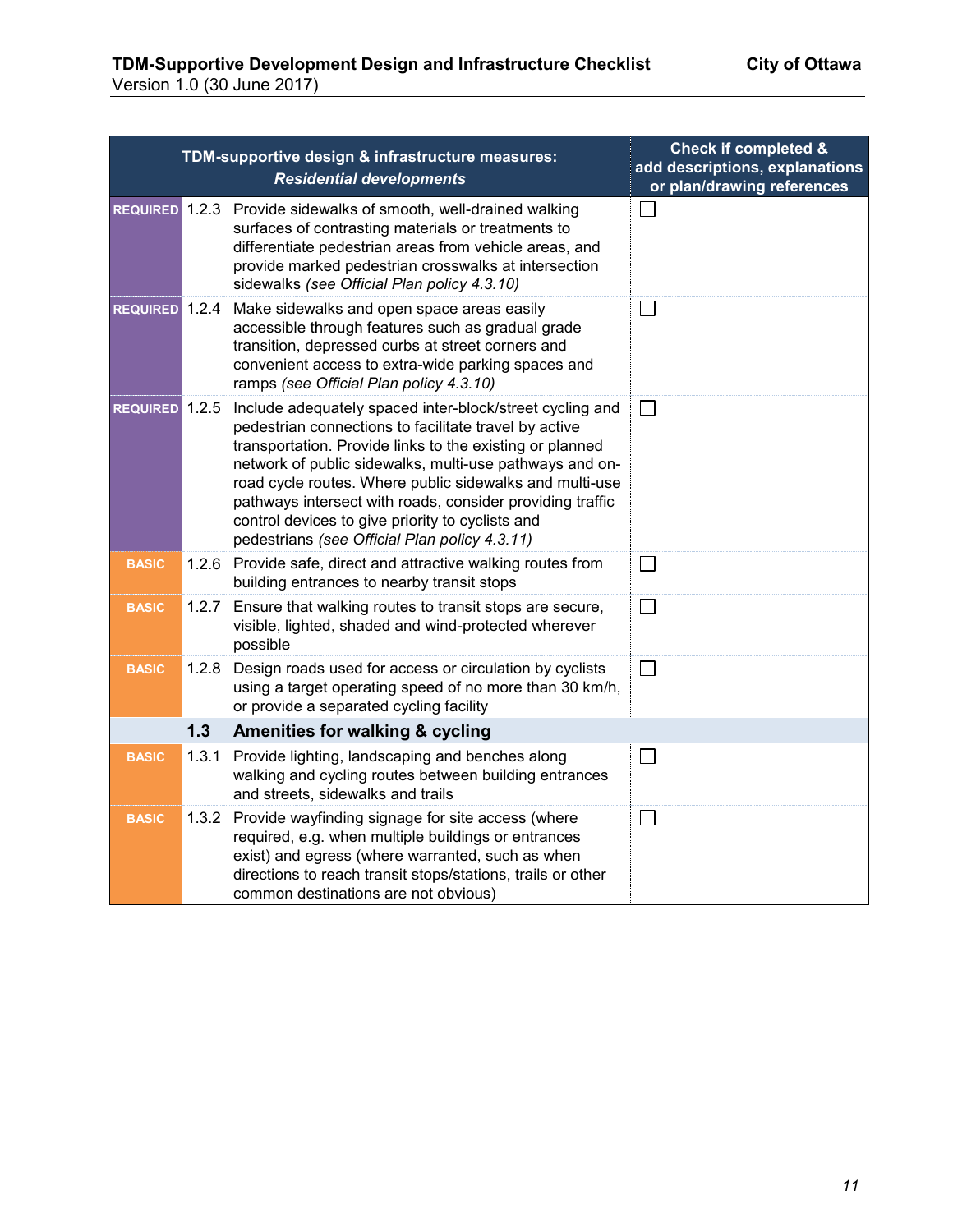| | | TDM-supportive design & infrastructure measures: *Residential developments* | Check if completed & add descriptions, explanations or plan/drawing references |
|---|---|---|---|
| REQUIRED | 1.2.3 | Provide sidewalks of smooth, well-drained walking surfaces of contrasting materials or treatments to differentiate pedestrian areas from vehicle areas, and provide marked pedestrian crosswalks at intersection sidewalks *(see Official Plan policy 4.3.10)* | ☐ |
| REQUIRED | 1.2.4 | Make sidewalks and open space areas easily accessible through features such as gradual grade transition, depressed curbs at street corners and convenient access to extra-wide parking spaces and ramps *(see Official Plan policy 4.3.10)* | ☐ |
| REQUIRED | 1.2.5 | Include adequately spaced inter-block/street cycling and pedestrian connections to facilitate travel by active transportation. Provide links to the existing or planned network of public sidewalks, multi-use pathways and on-road cycle routes. Where public sidewalks and multi-use pathways intersect with roads, consider providing traffic control devices to give priority to cyclists and pedestrians *(see Official Plan policy 4.3.11)* | ☐ |
| BASIC | 1.2.6 | Provide safe, direct and attractive walking routes from building entrances to nearby transit stops | ☐ |
| BASIC | 1.2.7 | Ensure that walking routes to transit stops are secure, visible, lighted, shaded and wind-protected wherever possible | ☐ |
| BASIC | 1.2.8 | Design roads used for access or circulation by cyclists using a target operating speed of no more than 30 km/h, or provide a separated cycling facility | ☐ |
| | **1.3** | **Amenities for walking & cycling** | |
| BASIC | 1.3.1 | Provide lighting, landscaping and benches along walking and cycling routes between building entrances and streets, sidewalks and trails | ☐ |
| BASIC | 1.3.2 | Provide wayfinding signage for site access (where required, e.g. when multiple buildings or entrances exist) and egress (where warranted, such as when directions to reach transit stops/stations, trails or other common destinations are not obvious) | ☐ |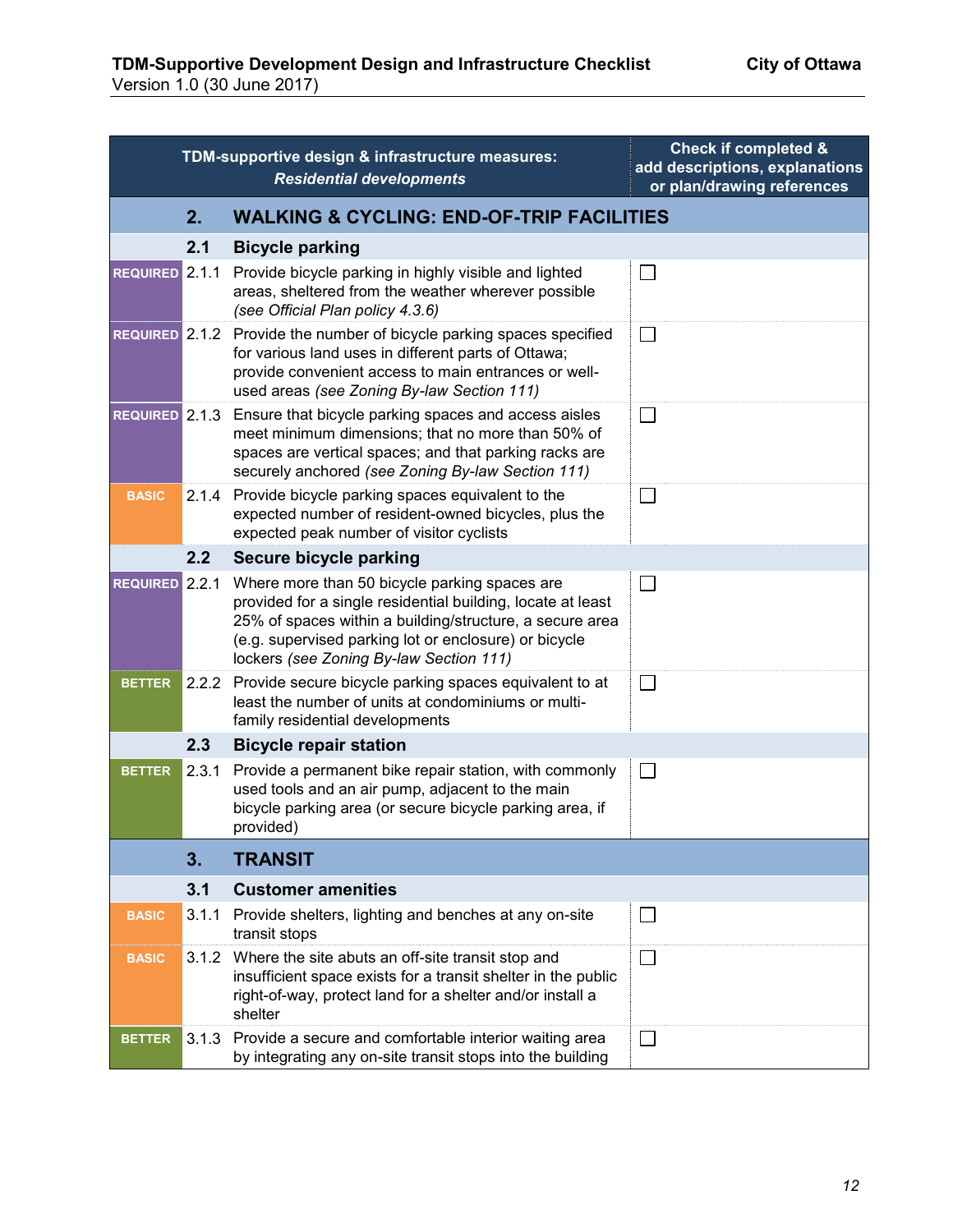| | | TDM-supportive design & infrastructure measures: *Residential developments* | Check if completed & add descriptions, explanations or plan/drawing references |
|---|---|---|---|
| | **2.** | **WALKING & CYCLING: END-OF-TRIP FACILITIES** | |
| | **2.1** | **Bicycle parking** | |
| REQUIRED | 2.1.1 | Provide bicycle parking in highly visible and lighted areas, sheltered from the weather wherever possible *(see Official Plan policy 4.3.6)* | ☐ |
| REQUIRED | 2.1.2 | Provide the number of bicycle parking spaces specified for various land uses in different parts of Ottawa; provide convenient access to main entrances or well-used areas *(see Zoning By-law Section 111)* | ☐ |
| REQUIRED | 2.1.3 | Ensure that bicycle parking spaces and access aisles meet minimum dimensions; that no more than 50% of spaces are vertical spaces; and that parking racks are securely anchored *(see Zoning By-law Section 111)* | ☐ |
| BASIC | 2.1.4 | Provide bicycle parking spaces equivalent to the expected number of resident-owned bicycles, plus the expected peak number of visitor cyclists | ☐ |
| | **2.2** | **Secure bicycle parking** | |
| REQUIRED | 2.2.1 | Where more than 50 bicycle parking spaces are provided for a single residential building, locate at least 25% of spaces within a building/structure, a secure area (e.g. supervised parking lot or enclosure) or bicycle lockers *(see Zoning By-law Section 111)* | ☐ |
| BETTER | 2.2.2 | Provide secure bicycle parking spaces equivalent to at least the number of units at condominiums or multi-family residential developments | ☐ |
| | **2.3** | **Bicycle repair station** | |
| BETTER | 2.3.1 | Provide a permanent bike repair station, with commonly used tools and an air pump, adjacent to the main bicycle parking area (or secure bicycle parking area, if provided) | ☐ |
| | **3.** | **TRANSIT** | |
| | **3.1** | **Customer amenities** | |
| BASIC | 3.1.1 | Provide shelters, lighting and benches at any on-site transit stops | ☐ |
| BASIC | 3.1.2 | Where the site abuts an off-site transit stop and insufficient space exists for a transit shelter in the public right-of-way, protect land for a shelter and/or install a shelter | ☐ |
| BETTER | 3.1.3 | Provide a secure and comfortable interior waiting area by integrating any on-site transit stops into the building | ☐ |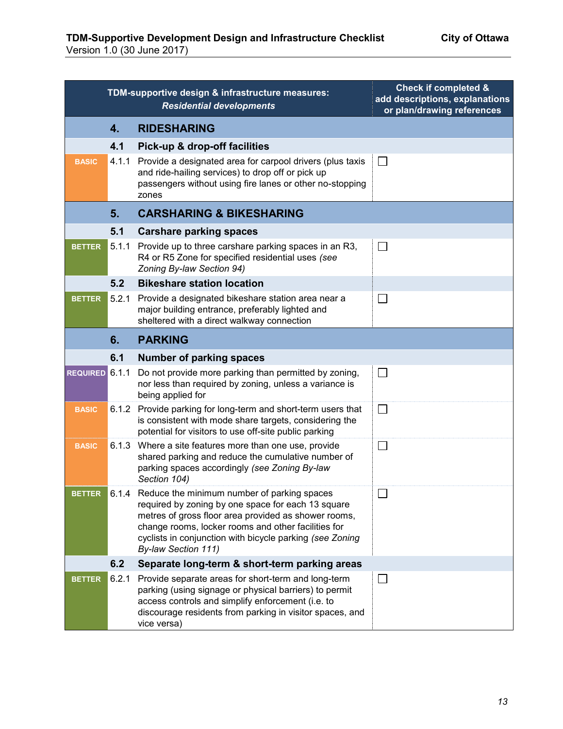| | | TDM-supportive design & infrastructure measures: *Residential developments* | Check if completed & add descriptions, explanations or plan/drawing references |
|---|---|---|---|
| | **4.** | **RIDESHARING** | |
| | **4.1** | **Pick-up & drop-off facilities** | |
| BASIC | 4.1.1 | Provide a designated area for carpool drivers (plus taxis and ride-hailing services) to drop off or pick up passengers without using fire lanes or other no-stopping zones | ☐ |
| | **5.** | **CARSHARING & BIKESHARING** | |
| | **5.1** | **Carshare parking spaces** | |
| BETTER | 5.1.1 | Provide up to three carshare parking spaces in an R3, R4 or R5 Zone for specified residential uses *(see Zoning By-law Section 94)* | ☐ |
| | **5.2** | **Bikeshare station location** | |
| BETTER | 5.2.1 | Provide a designated bikeshare station area near a major building entrance, preferably lighted and sheltered with a direct walkway connection | ☐ |
| | **6.** | **PARKING** | |
| | **6.1** | **Number of parking spaces** | |
| REQUIRED | 6.1.1 | Do not provide more parking than permitted by zoning, nor less than required by zoning, unless a variance is being applied for | ☐ |
| BASIC | 6.1.2 | Provide parking for long-term and short-term users that is consistent with mode share targets, considering the potential for visitors to use off-site public parking | ☐ |
| BASIC | 6.1.3 | Where a site features more than one use, provide shared parking and reduce the cumulative number of parking spaces accordingly *(see Zoning By-law Section 104)* | ☐ |
| BETTER | 6.1.4 | Reduce the minimum number of parking spaces required by zoning by one space for each 13 square metres of gross floor area provided as shower rooms, change rooms, locker rooms and other facilities for cyclists in conjunction with bicycle parking *(see Zoning By-law Section 111)* | ☐ |
| | **6.2** | **Separate long-term & short-term parking areas** | |
| BETTER | 6.2.1 | Provide separate areas for short-term and long-term parking (using signage or physical barriers) to permit access controls and simplify enforcement (i.e. to discourage residents from parking in visitor spaces, and vice versa) | ☐ |